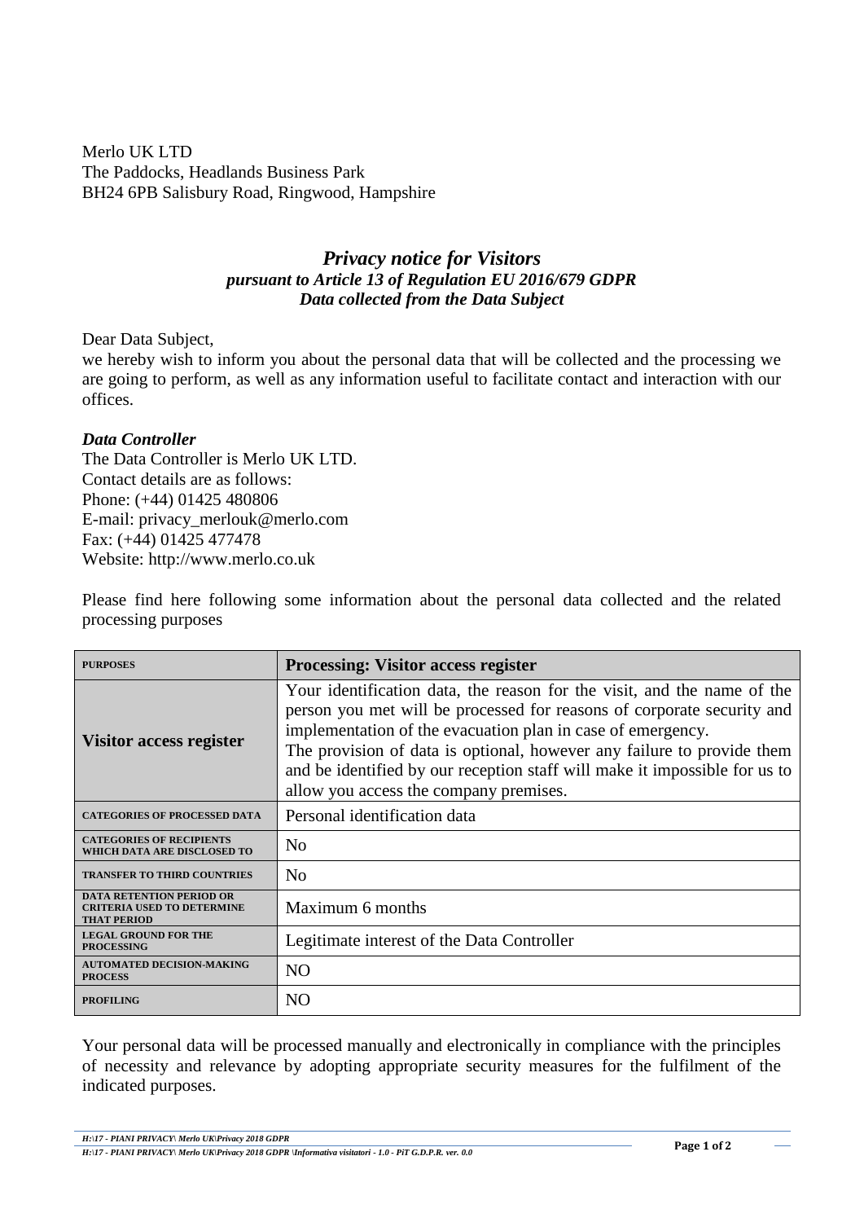Merlo UK LTD
The Paddocks, Headlands Business Park
BH24 6PB Salisbury Road, Ringwood, Hampshire

# *Privacy notice for Visitors*
## *pursuant to Article 13 of Regulation EU 2016/679 GDPR*
## *Data collected from the Data Subject*

Dear Data Subject,
we hereby wish to inform you about the personal data that will be collected and the processing we are going to perform, as well as any information useful to facilitate contact and interaction with our offices.

### *Data Controller*

The Data Controller is Merlo UK LTD.
Contact details are as follows:
Phone: (+44) 01425 480806
E-mail: privacy_merlouk@merlo.com
Fax: (+44) 01425 477478
Website: http://www.merlo.co.uk

Please find here following some information about the personal data collected and the related processing purposes

| PURPOSES | **Processing: Visitor access register** |
|---|---|
| **Visitor access register** | Your identification data, the reason for the visit, and the name of the person you met will be processed for reasons of corporate security and implementation of the evacuation plan in case of emergency.<br>The provision of data is optional, however any failure to provide them and be identified by our reception staff will make it impossible for us to allow you access the company premises. |
| CATEGORIES OF PROCESSED DATA | Personal identification data |
| CATEGORIES OF RECIPIENTS WHICH DATA ARE DISCLOSED TO | No |
| TRANSFER TO THIRD COUNTRIES | No |
| DATA RETENTION PERIOD OR CRITERIA USED TO DETERMINE THAT PERIOD | Maximum 6 months |
| LEGAL GROUND FOR THE PROCESSING | Legitimate interest of the Data Controller |
| AUTOMATED DECISION-MAKING PROCESS | NO |
| PROFILING | NO |

Your personal data will be processed manually and electronically in compliance with the principles of necessity and relevance by adopting appropriate security measures for the fulfilment of the indicated purposes.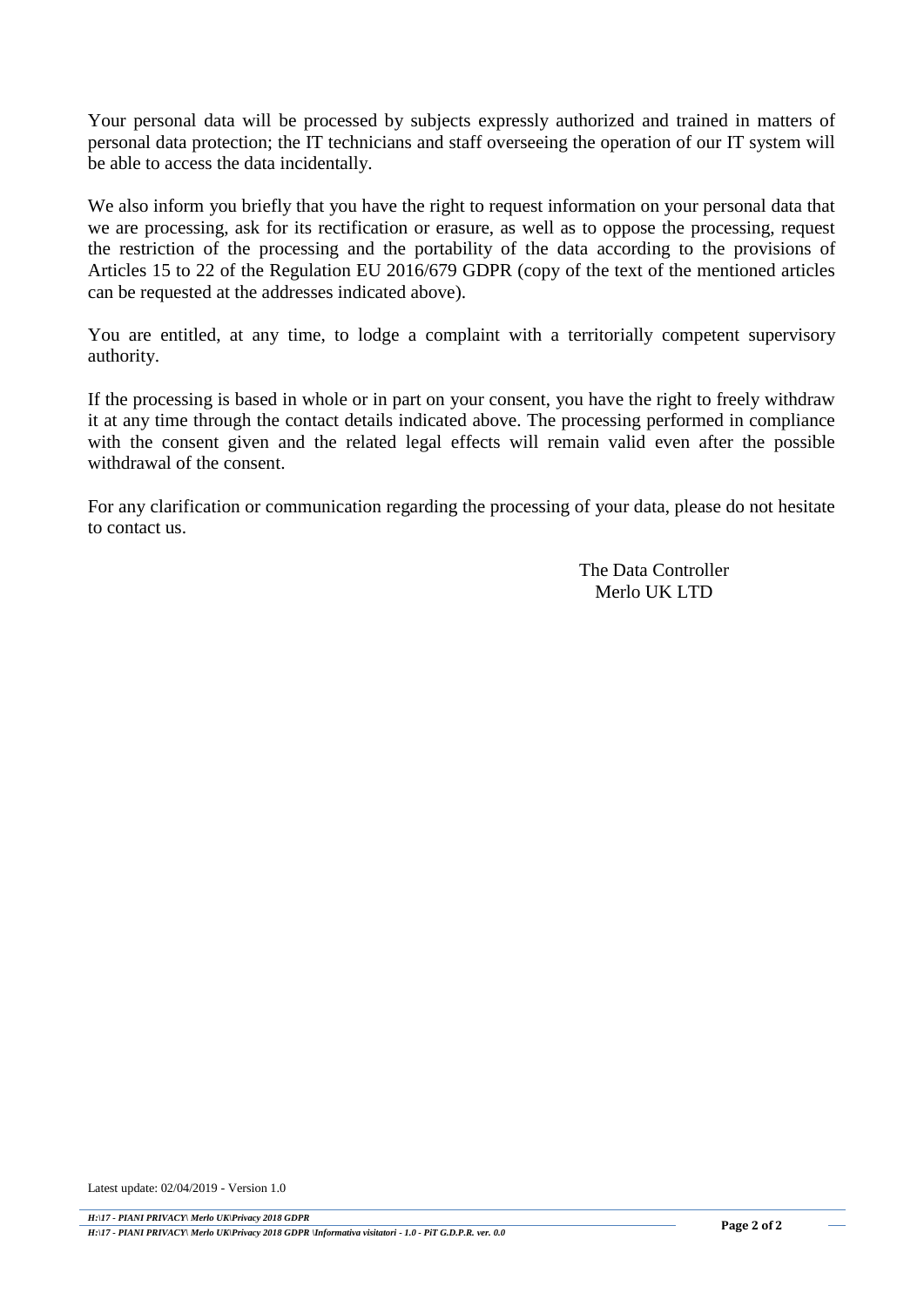Your personal data will be processed by subjects expressly authorized and trained in matters of personal data protection; the IT technicians and staff overseeing the operation of our IT system will be able to access the data incidentally.

We also inform you briefly that you have the right to request information on your personal data that we are processing, ask for its rectification or erasure, as well as to oppose the processing, request the restriction of the processing and the portability of the data according to the provisions of Articles 15 to 22 of the Regulation EU 2016/679 GDPR (copy of the text of the mentioned articles can be requested at the addresses indicated above).

You are entitled, at any time, to lodge a complaint with a territorially competent supervisory authority.

If the processing is based in whole or in part on your consent, you have the right to freely withdraw it at any time through the contact details indicated above. The processing performed in compliance with the consent given and the related legal effects will remain valid even after the possible withdrawal of the consent.

For any clarification or communication regarding the processing of your data, please do not hesitate to contact us.

The Data Controller
Merlo UK LTD

Latest update: 02/04/2019 - Version 1.0